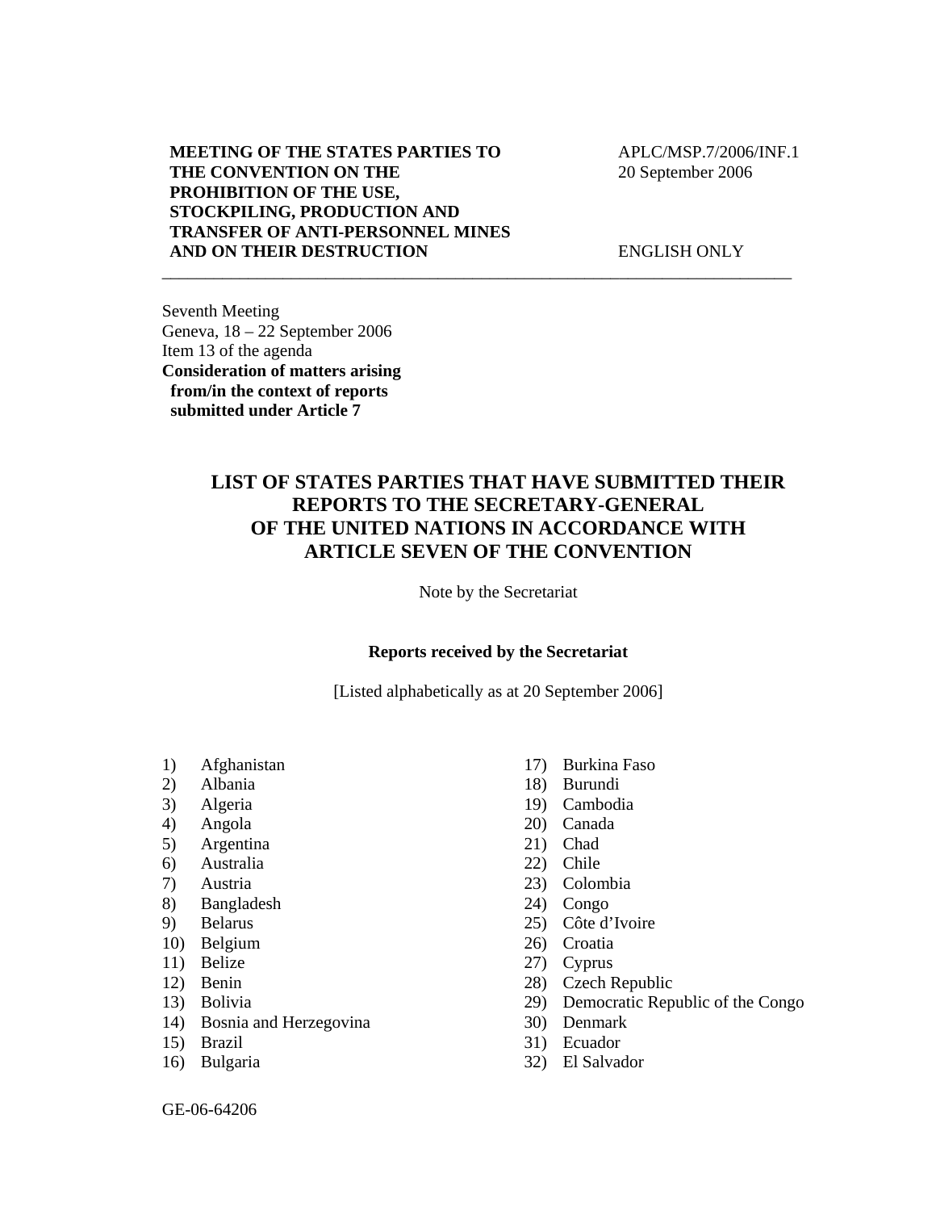**MEETING OF THE STATES PARTIES TO THE CONVENTION ON THE PROHIBITION OF THE USE, STOCKPILING, PRODUCTION AND TRANSFER OF ANTI-PERSONNEL MINES AND ON THEIR DESTRUCTION**

APLC/MSP.7/2006/INF.1
20 September 2006

ENGLISH ONLY

---

Seventh Meeting
Geneva, 18 – 22 September 2006
Item 13 of the agenda
**Consideration of matters arising from/in the context of reports submitted under Article 7**

# LIST OF STATES PARTIES THAT HAVE SUBMITTED THEIR REPORTS TO THE SECRETARY-GENERAL OF THE UNITED NATIONS IN ACCORDANCE WITH ARTICLE SEVEN OF THE CONVENTION

Note by the Secretariat

**Reports received by the Secretariat**

[Listed alphabetically as at 20 September 2006]

1) Afghanistan
2) Albania
3) Algeria
4) Angola
5) Argentina
6) Australia
7) Austria
8) Bangladesh
9) Belarus
10) Belgium
11) Belize
12) Benin
13) Bolivia
14) Bosnia and Herzegovina
15) Brazil
16) Bulgaria
17) Burkina Faso
18) Burundi
19) Cambodia
20) Canada
21) Chad
22) Chile
23) Colombia
24) Congo
25) Côte d'Ivoire
26) Croatia
27) Cyprus
28) Czech Republic
29) Democratic Republic of the Congo
30) Denmark
31) Ecuador
32) El Salvador

GE-06-64206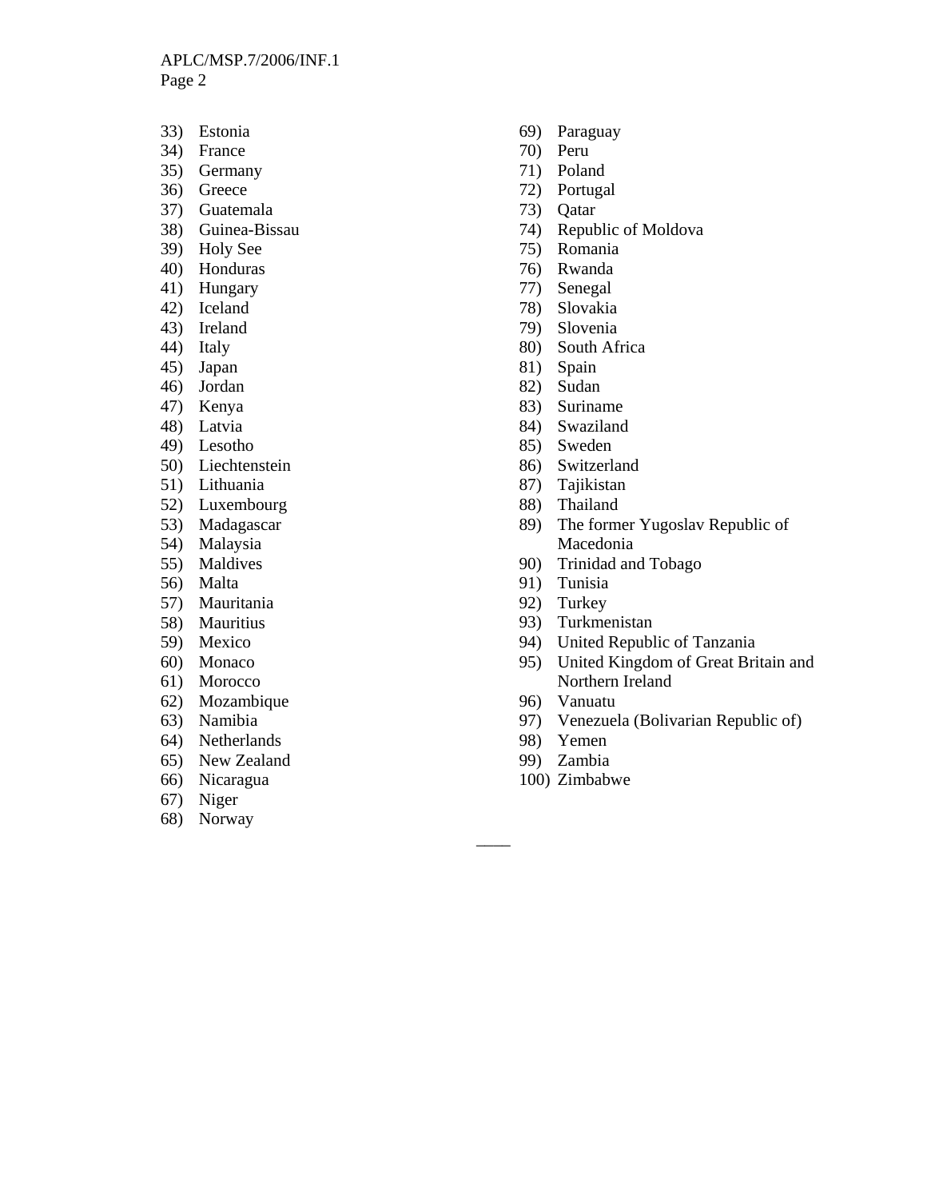33) Estonia
34) France
35) Germany
36) Greece
37) Guatemala
38) Guinea-Bissau
39) Holy See
40) Honduras
41) Hungary
42) Iceland
43) Ireland
44) Italy
45) Japan
46) Jordan
47) Kenya
48) Latvia
49) Lesotho
50) Liechtenstein
51) Lithuania
52) Luxembourg
53) Madagascar
54) Malaysia
55) Maldives
56) Malta
57) Mauritania
58) Mauritius
59) Mexico
60) Monaco
61) Morocco
62) Mozambique
63) Namibia
64) Netherlands
65) New Zealand
66) Nicaragua
67) Niger
68) Norway
69) Paraguay
70) Peru
71) Poland
72) Portugal
73) Qatar
74) Republic of Moldova
75) Romania
76) Rwanda
77) Senegal
78) Slovakia
79) Slovenia
80) South Africa
81) Spain
82) Sudan
83) Suriname
84) Swaziland
85) Sweden
86) Switzerland
87) Tajikistan
88) Thailand
89) The former Yugoslav Republic of Macedonia
90) Trinidad and Tobago
91) Tunisia
92) Turkey
93) Turkmenistan
94) United Republic of Tanzania
95) United Kingdom of Great Britain and Northern Ireland
96) Vanuatu
97) Venezuela (Bolivarian Republic of)
98) Yemen
99) Zambia
100) Zimbabwe

----